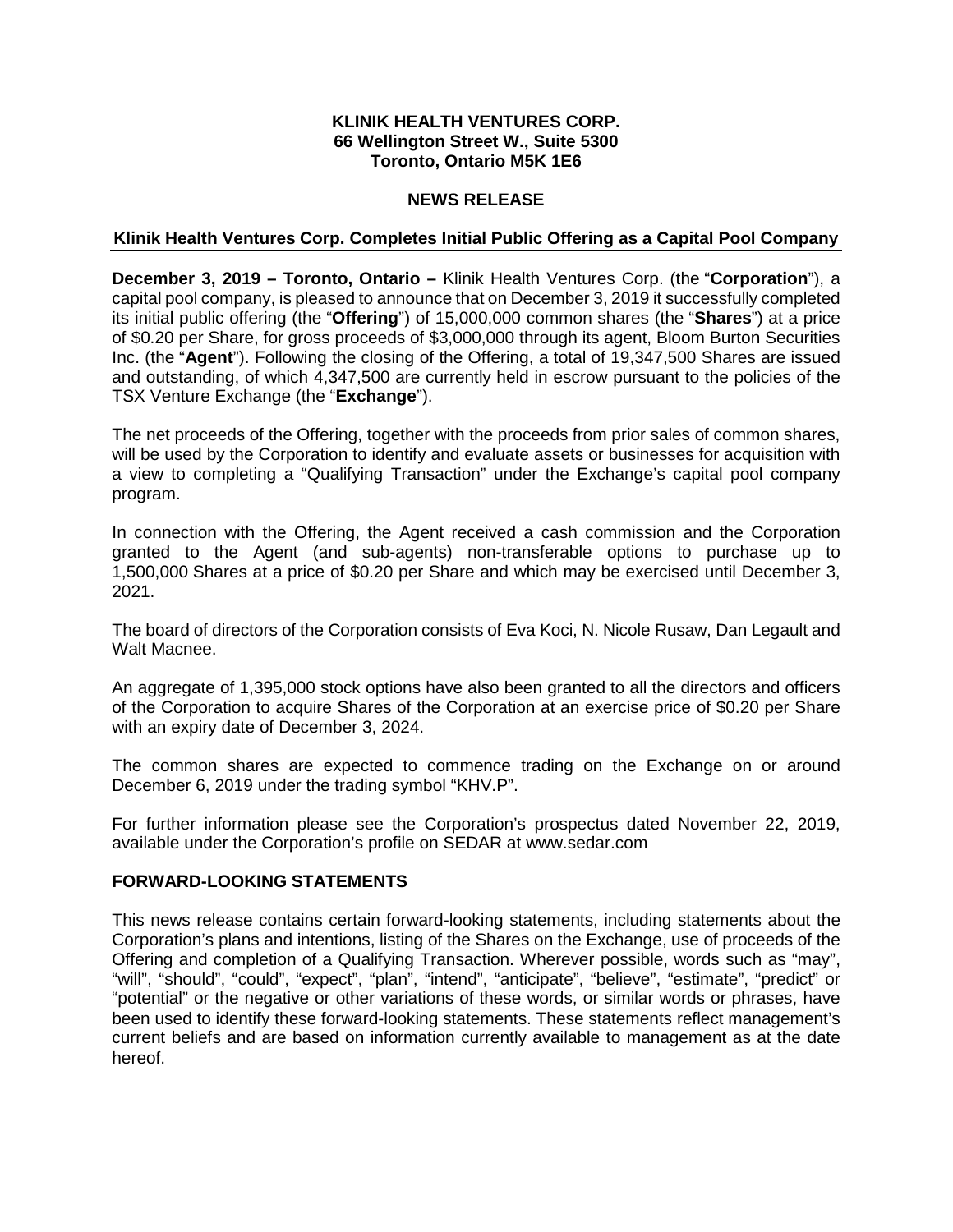**KLINIK HEALTH VENTURES CORP.**
**66 Wellington Street W., Suite 5300**
**Toronto, Ontario M5K 1E6**

**NEWS RELEASE**

## Klinik Health Ventures Corp. Completes Initial Public Offering as a Capital Pool Company

**December 3, 2019 – Toronto, Ontario –** Klinik Health Ventures Corp. (the "**Corporation**"), a capital pool company, is pleased to announce that on December 3, 2019 it successfully completed its initial public offering (the "**Offering**") of 15,000,000 common shares (the "**Shares**") at a price of $0.20 per Share, for gross proceeds of $3,000,000 through its agent, Bloom Burton Securities Inc. (the "**Agent**"). Following the closing of the Offering, a total of 19,347,500 Shares are issued and outstanding, of which 4,347,500 are currently held in escrow pursuant to the policies of the TSX Venture Exchange (the "**Exchange**").

The net proceeds of the Offering, together with the proceeds from prior sales of common shares, will be used by the Corporation to identify and evaluate assets or businesses for acquisition with a view to completing a "Qualifying Transaction" under the Exchange's capital pool company program.

In connection with the Offering, the Agent received a cash commission and the Corporation granted to the Agent (and sub-agents) non-transferable options to purchase up to 1,500,000 Shares at a price of $0.20 per Share and which may be exercised until December 3, 2021.

The board of directors of the Corporation consists of Eva Koci, N. Nicole Rusaw, Dan Legault and Walt Macnee.

An aggregate of 1,395,000 stock options have also been granted to all the directors and officers of the Corporation to acquire Shares of the Corporation at an exercise price of $0.20 per Share with an expiry date of December 3, 2024.

The common shares are expected to commence trading on the Exchange on or around December 6, 2019 under the trading symbol "KHV.P".

For further information please see the Corporation's prospectus dated November 22, 2019, available under the Corporation's profile on SEDAR at www.sedar.com

### FORWARD-LOOKING STATEMENTS

This news release contains certain forward-looking statements, including statements about the Corporation's plans and intentions, listing of the Shares on the Exchange, use of proceeds of the Offering and completion of a Qualifying Transaction. Wherever possible, words such as "may", "will", "should", "could", "expect", "plan", "intend", "anticipate", "believe", "estimate", "predict" or "potential" or the negative or other variations of these words, or similar words or phrases, have been used to identify these forward-looking statements. These statements reflect management's current beliefs and are based on information currently available to management as at the date hereof.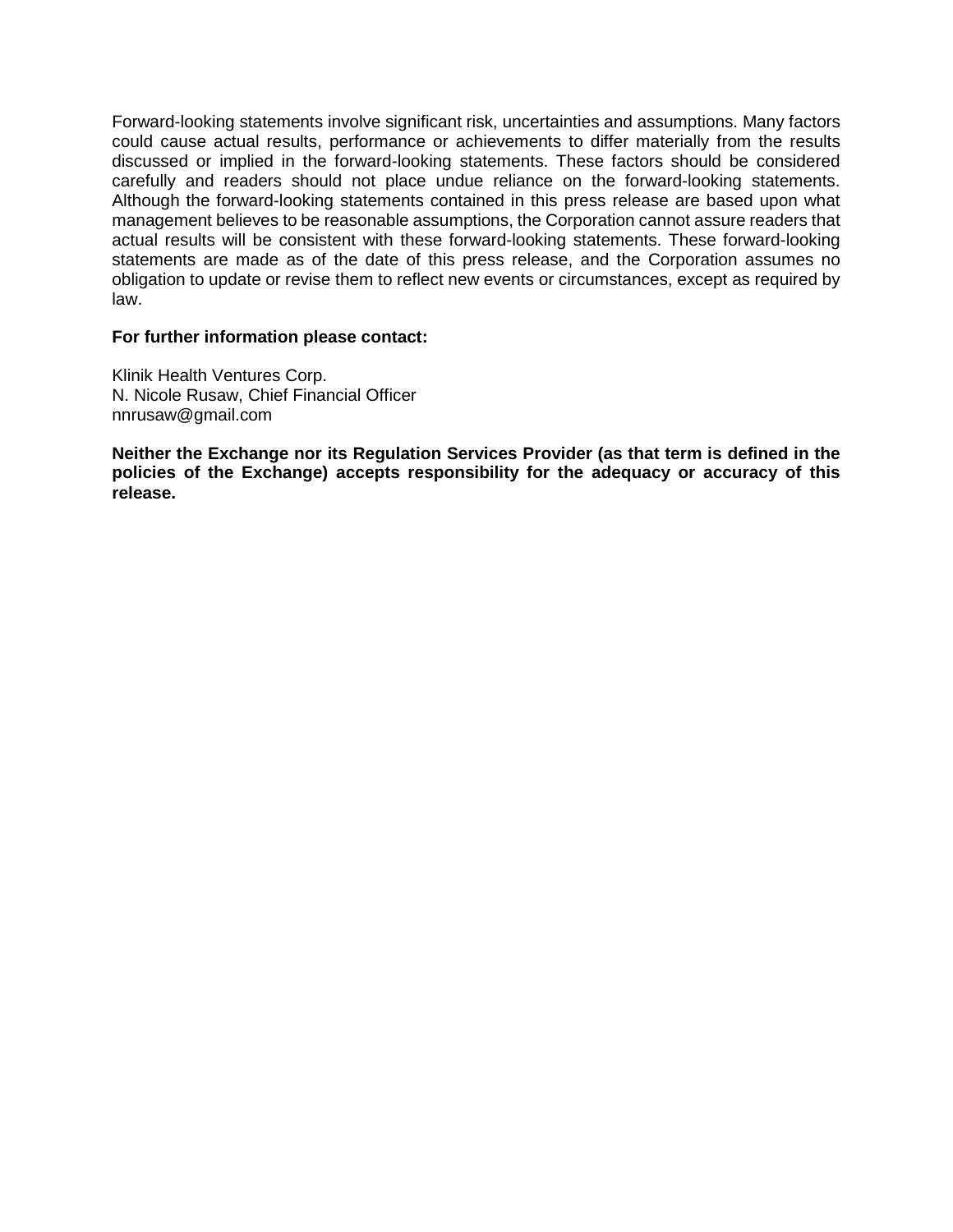Forward-looking statements involve significant risk, uncertainties and assumptions. Many factors could cause actual results, performance or achievements to differ materially from the results discussed or implied in the forward-looking statements. These factors should be considered carefully and readers should not place undue reliance on the forward-looking statements. Although the forward-looking statements contained in this press release are based upon what management believes to be reasonable assumptions, the Corporation cannot assure readers that actual results will be consistent with these forward-looking statements. These forward-looking statements are made as of the date of this press release, and the Corporation assumes no obligation to update or revise them to reflect new events or circumstances, except as required by law.

**For further information please contact:**

Klinik Health Ventures Corp.
N. Nicole Rusaw, Chief Financial Officer
nnrusaw@gmail.com

**Neither the Exchange nor its Regulation Services Provider (as that term is defined in the policies of the Exchange) accepts responsibility for the adequacy or accuracy of this release.**